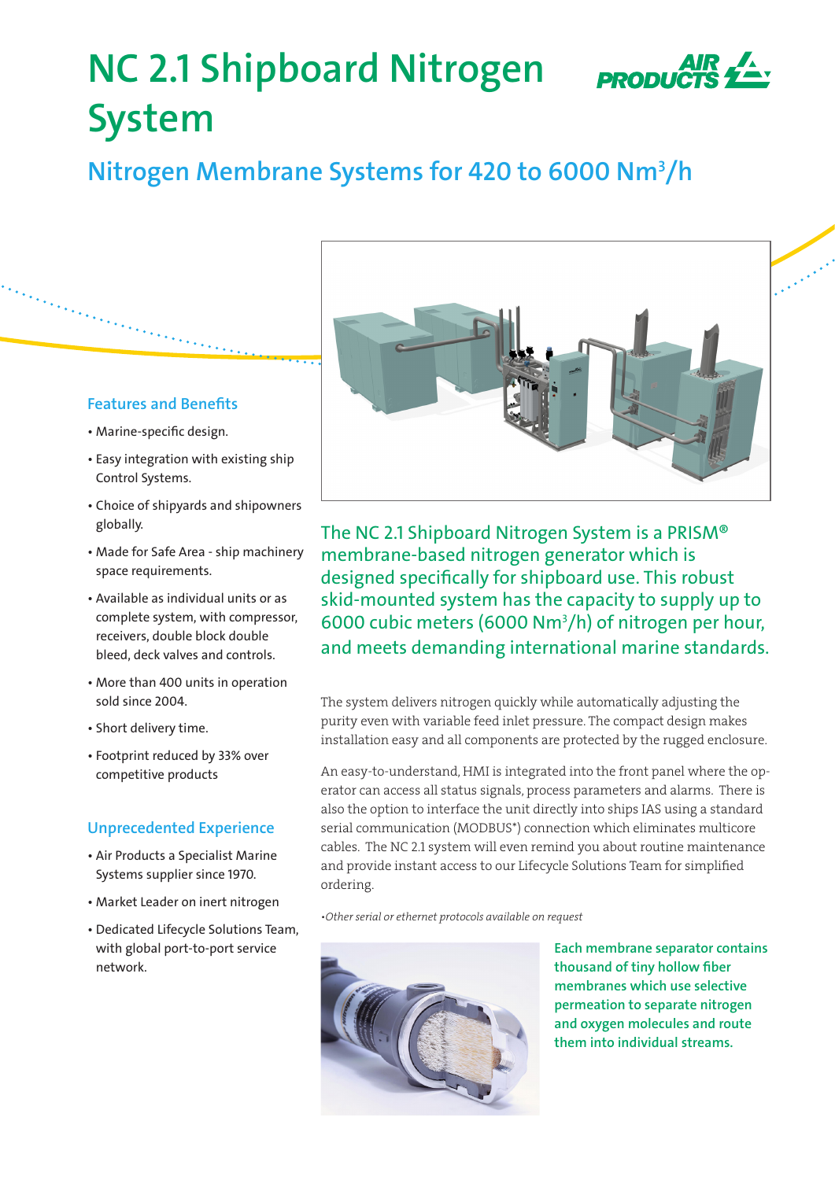# NC 2.1 Shipboard Nitrogen System

## Nitrogen Membrane Systems for 420 to 6000 Nm$^3$/h

### Features and Benefits

- Marine-specific design.
- Easy integration with existing ship Control Systems.
- Choice of shipyards and shipowners globally.
- Made for Safe Area - ship machinery space requirements.
- Available as individual units or as complete system, with compressor, receivers, double block double bleed, deck valves and controls.
- More than 400 units in operation sold since 2004.
- Short delivery time.
- Footprint reduced by 33% over competitive products

### Unprecedented Experience

- Air Products a Specialist Marine Systems supplier since 1970.
- Market Leader on inert nitrogen
- Dedicated Lifecycle Solutions Team, with global port-to-port service network.

The NC 2.1 Shipboard Nitrogen System is a PRISM® membrane-based nitrogen generator which is designed specifically for shipboard use. This robust skid-mounted system has the capacity to supply up to 6000 cubic meters (6000 Nm$^3$/h) of nitrogen per hour, and meets demanding international marine standards.

The system delivers nitrogen quickly while automatically adjusting the purity even with variable feed inlet pressure. The compact design makes installation easy and all components are protected by the rugged enclosure.

An easy-to-understand, HMI is integrated into the front panel where the operator can access all status signals, process parameters and alarms. There is also the option to interface the unit directly into ships IAS using a standard serial communication (MODBUS*) connection which eliminates multicore cables. The NC 2.1 system will even remind you about routine maintenance and provide instant access to our Lifecycle Solutions Team for simplified ordering.

*•Other serial or ethernet protocols available on request*

**Each membrane separator contains thousand of tiny hollow fiber membranes which use selective permeation to separate nitrogen and oxygen molecules and route them into individual streams.**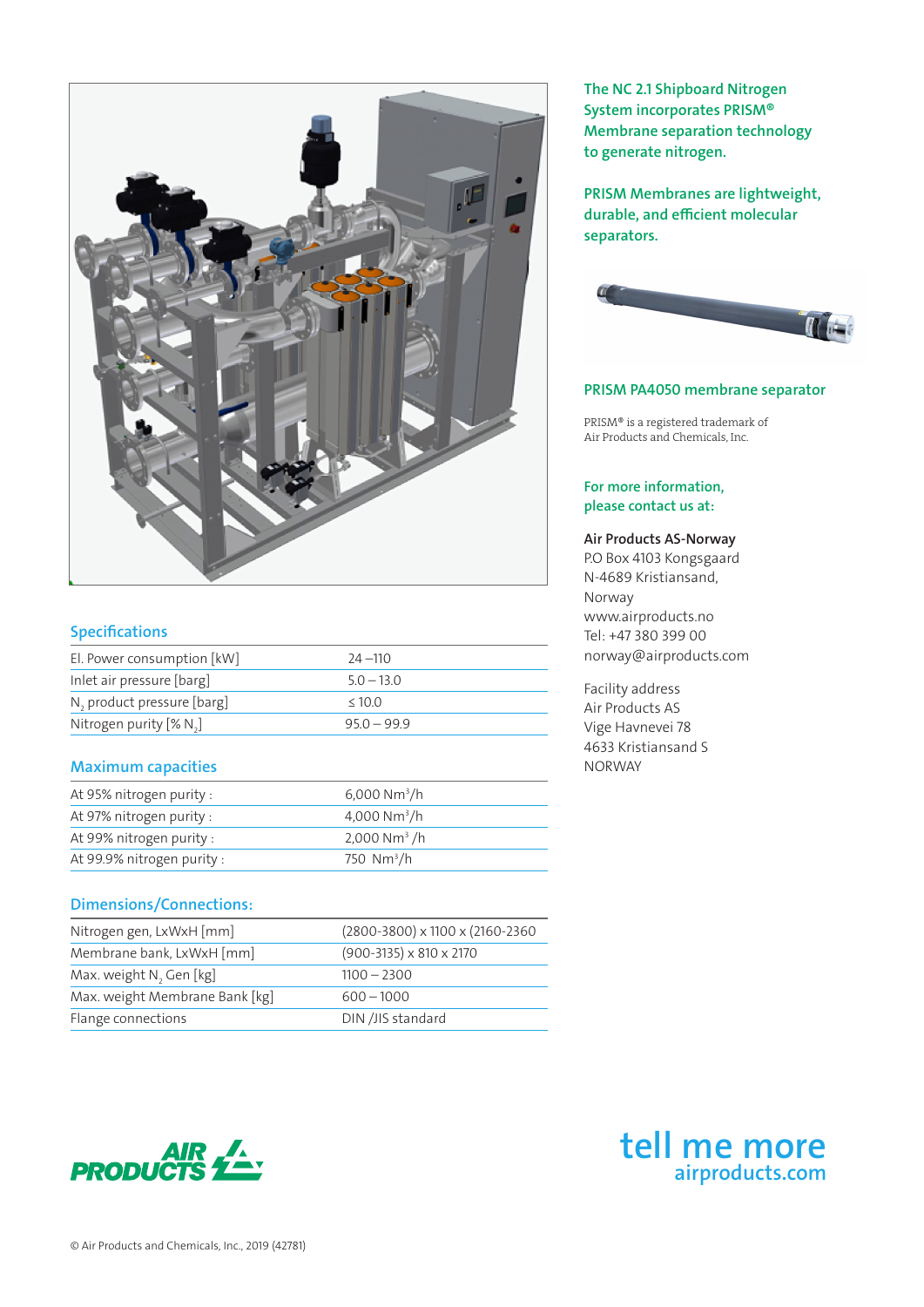## Specifications

| | |
|---|---|
| El. Power consumption [kW] | 24 – 110 |
| Inlet air pressure [barg] | 5.0 – 13.0 |
| $N_2$ product pressure [barg] | ≤ 10.0 |
| Nitrogen purity [% $N_2$] | 95.0 – 99.9 |

## Maximum capacities

| | |
|---|---|
| At 95% nitrogen purity : | 6,000 $Nm^3/h$ |
| At 97% nitrogen purity : | 4,000 $Nm^3/h$ |
| At 99% nitrogen purity : | 2,000 $Nm^3$ /h |
| At 99.9% nitrogen purity : | 750 $Nm^3/h$ |

## Dimensions/Connections:

| | |
|---|---|
| Nitrogen gen, LxWxH [mm] | (2800-3800) x 1100 x (2160-2360 |
| Membrane bank, LxWxH [mm] | (900-3135) x 810 x 2170 |
| Max. weight $N_2$ Gen [kg] | 1100 – 2300 |
| Max. weight Membrane Bank [kg] | 600 – 1000 |
| Flange connections | DIN /JIS standard |

**The NC 2.1 Shipboard Nitrogen System incorporates PRISM® Membrane separation technology to generate nitrogen.**

**PRISM Membranes are lightweight, durable, and efficient molecular separators.**

**PRISM PA4050 membrane separator**

PRISM® is a registered trademark of Air Products and Chemicals, Inc.

**For more information, please contact us at:**

**Air Products AS-Norway**
P.O Box 4103 Kongsgaard
N-4689 Kristiansand,
Norway
www.airproducts.no
Tel: +47 380 399 00
norway@airproducts.com

Facility address
Air Products AS
Vige Havnevei 78
4633 Kristiansand S
NORWAY

AIR PRODUCTS

tell me more
airproducts.com

© Air Products and Chemicals, Inc., 2019 (42781)